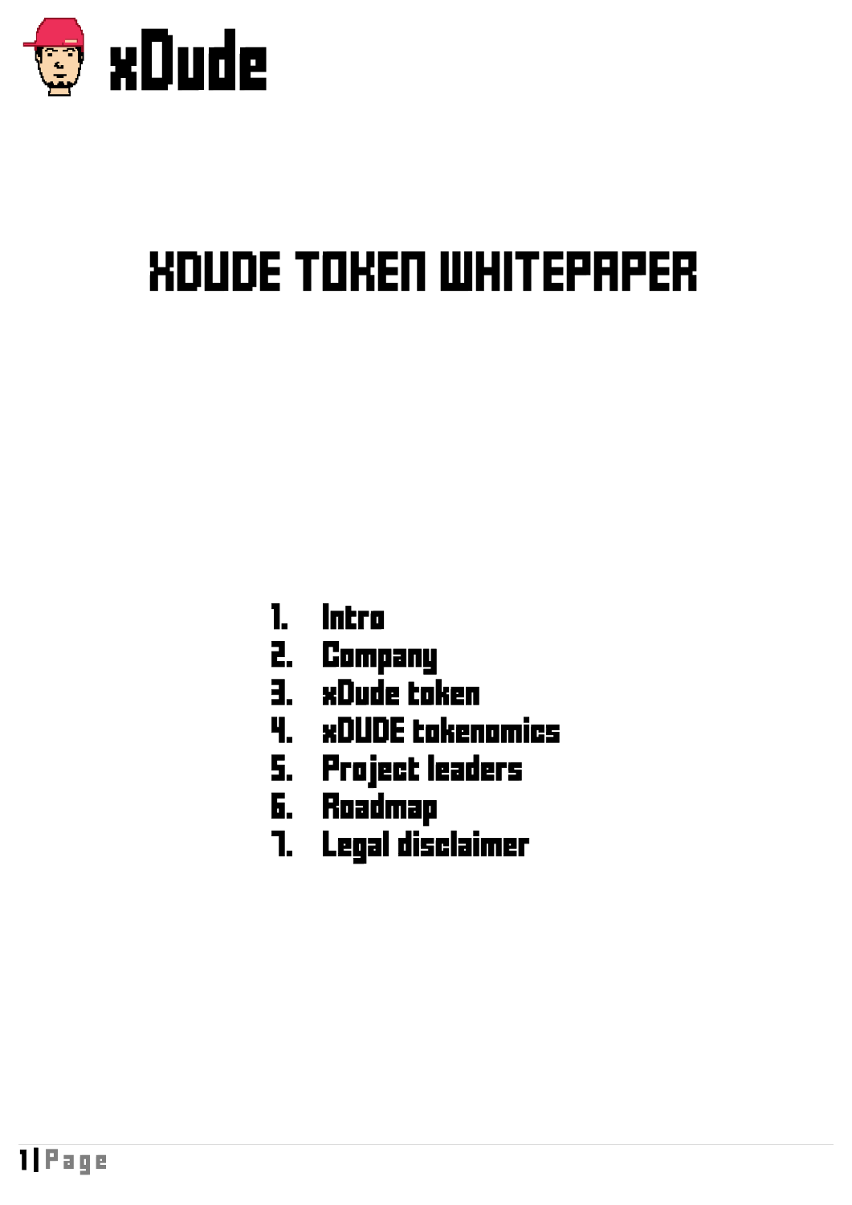xDude

# XDUDE TOKEN WHITEPAPER

1. Intro
2. Company
3. xDude token
4. xDUDE tokenomics
5. Project leaders
6. Roadmap
7. Legal disclaimer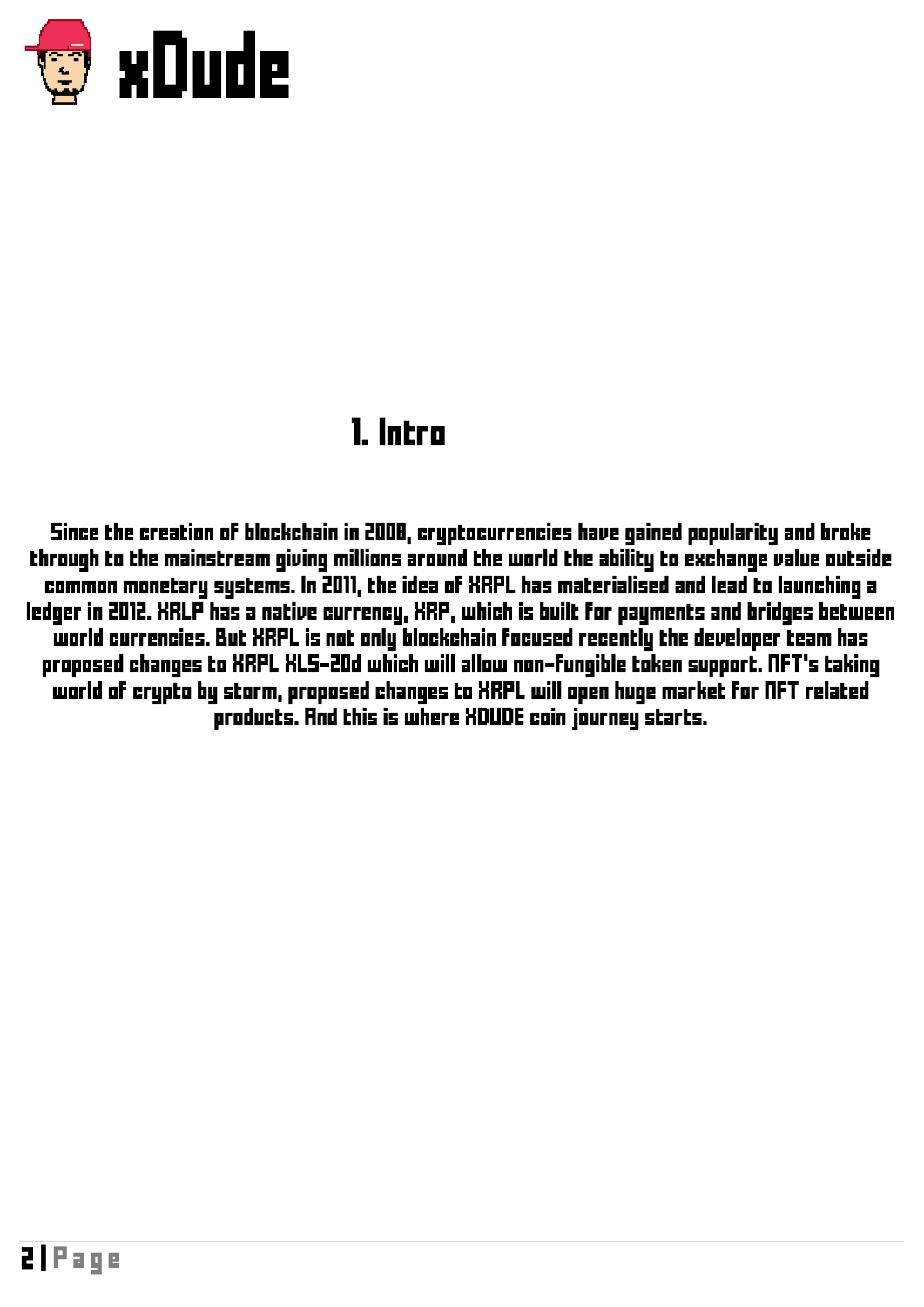## 1. Intro

Since the creation of blockchain in 2008, cryptocurrencies have gained popularity and broke through to the mainstream giving millions around the world the ability to exchange value outside common monetary systems. In 2011, the idea of XRPL has materialised and lead to launching a ledger in 2012. XRLP has a native currency, XRP, which is built for payments and bridges between world currencies. But XRPL is not only blockchain focused recently the developer team has proposed changes to XRPL XLS-20d which will allow non-fungible token support. NFT's taking world of crypto by storm, proposed changes to XRPL will open huge market for NFT related products. And this is where XDUDE coin journey starts.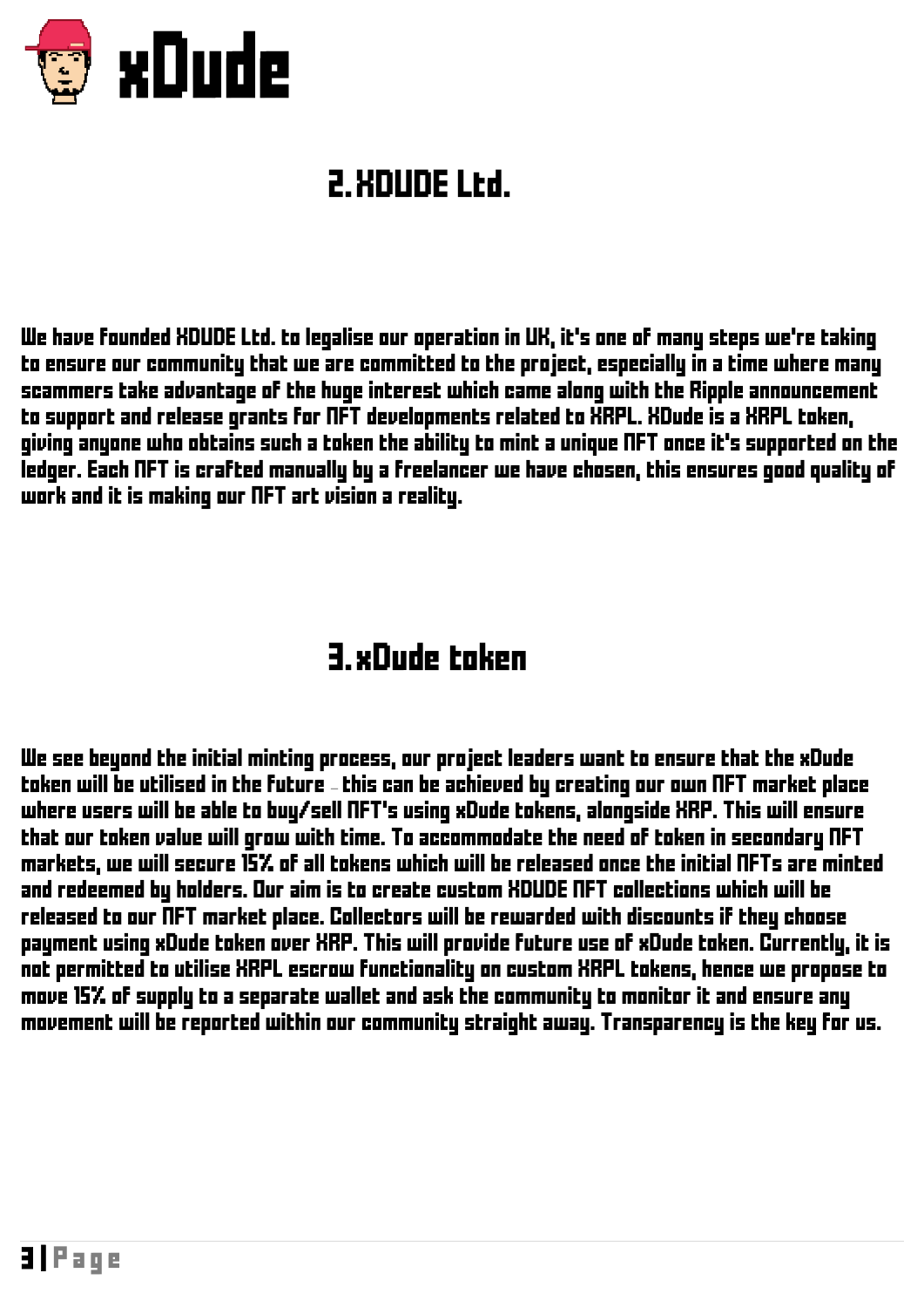## 2. XDUDE Ltd.

We have founded XDUDE Ltd. to legalise our operation in UK, it's one of many steps we're taking to ensure our community that we are committed to the project, especially in a time where many scammers take advantage of the huge interest which came along with the Ripple announcement to support and release grants for NFT developments related to XRPL. XDude is a XRPL token, giving anyone who obtains such a token the ability to mint a unique NFT once it's supported on the ledger. Each NFT is crafted manually by a freelancer we have chosen, this ensures good quality of work and it is making our NFT art vision a reality.

## 3. xDude token

We see beyond the initial minting process, our project leaders want to ensure that the xDude token will be utilised in the future – this can be achieved by creating our own NFT market place where users will be able to buy/sell NFT's using xDude tokens, alongside XRP. This will ensure that our token value will grow with time. To accommodate the need of token in secondary NFT markets, we will secure 15% of all tokens which will be released once the initial NFTs are minted and redeemed by holders. Our aim is to create custom XDUDE NFT collections which will be released to our NFT market place. Collectors will be rewarded with discounts if they choose payment using xDude token over XRP. This will provide future use of xDude token. Currently, it is not permitted to utilise XRPL escrow functionality on custom XRPL tokens, hence we propose to move 15% of supply to a separate wallet and ask the community to monitor it and ensure any movement will be reported within our community straight away. Transparency is the key for us.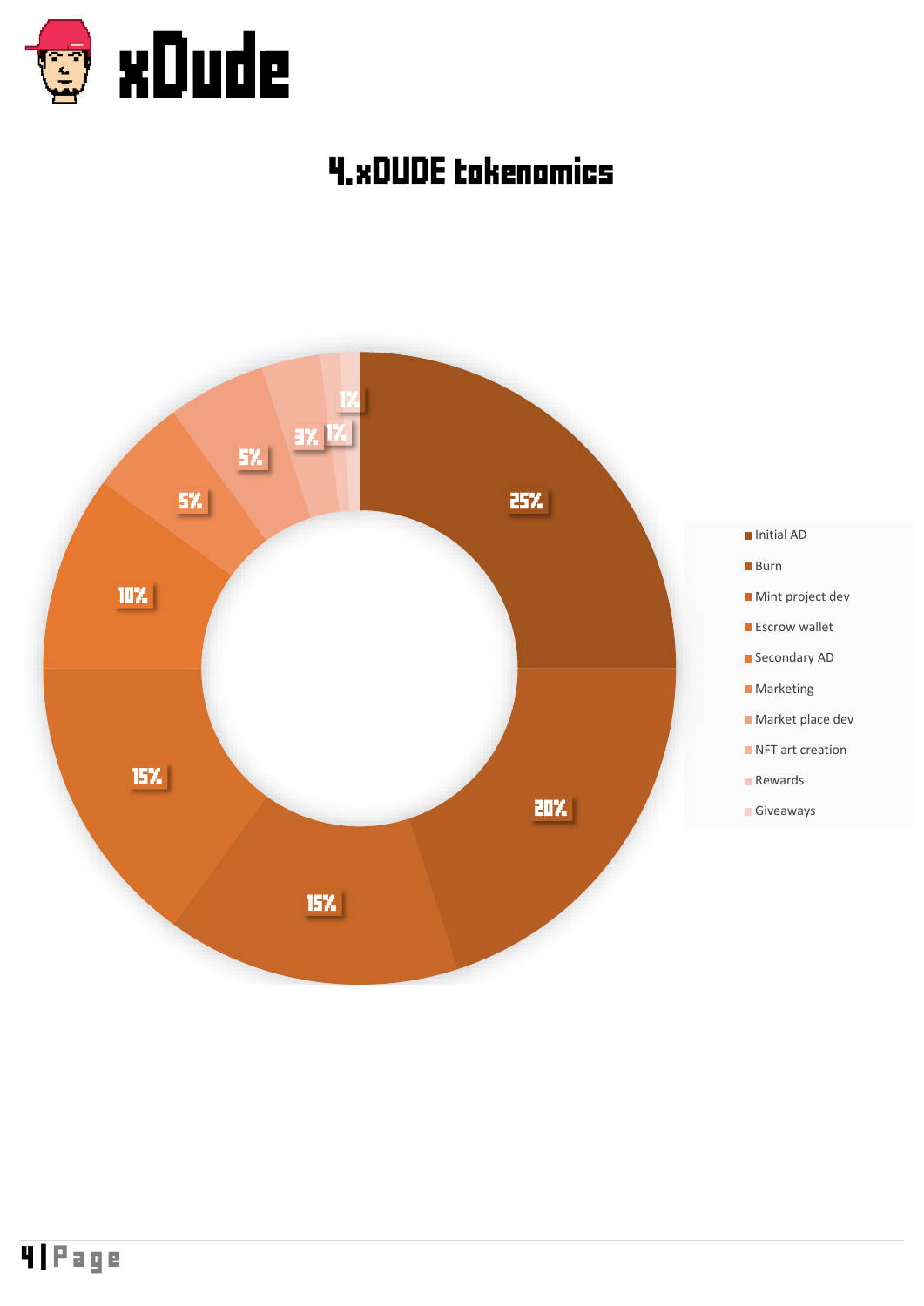# xDude

## 4.xDUDE tokenomics

| Category | Share |
| --- | --- |
| Initial AD | 25% |
| Burn | 20% |
| Mint project dev | 15% |
| Escrow wallet | 15% |
| Secondary AD | 10% |
| Marketing | 5% |
| Market place dev | 5% |
| NFT art creation | 3% |
| Rewards | 1% |
| Giveaways | 1% |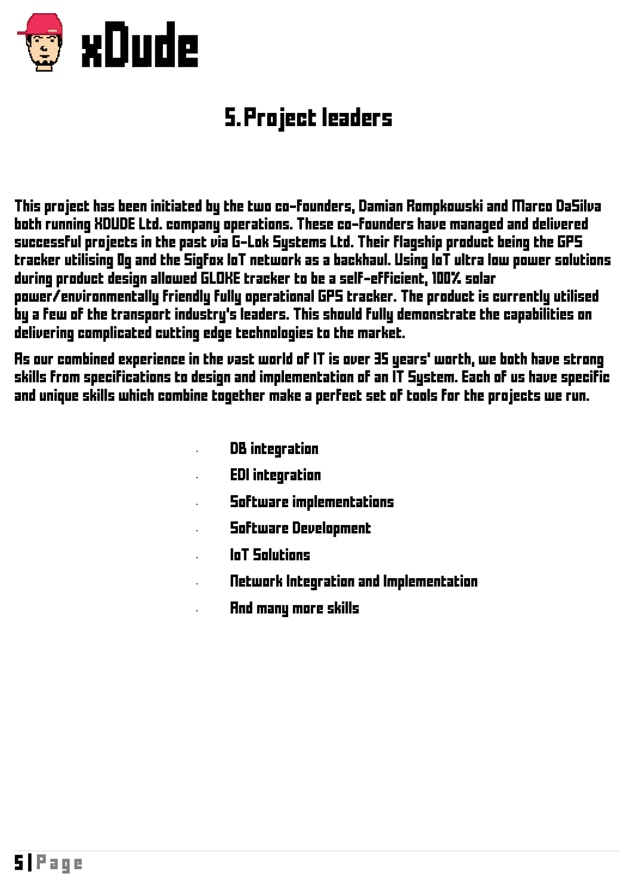# 5. Project leaders

This project has been initiated by the two co-founders, Damian Rompkowski and Marco DaSilva both running XDUDE Ltd. company operations. These co-founders have managed and delivered successful projects in the past via G-Lok Systems Ltd. Their flagship product being the GPS tracker utilising 0g and the Sigfox IoT network as a backhaul. Using IoT ultra low power solutions during product design allowed GLOKE tracker to be a self-efficient, 100% solar power/environmentally friendly fully operational GPS tracker. The product is currently utilised by a few of the transport industry's leaders. This should fully demonstrate the capabilities on delivering complicated cutting edge technologies to the market.

As our combined experience in the vast world of IT is over 35 years' worth, we both have strong skills from specifications to design and implementation of an IT System. Each of us have specific and unique skills which combine together make a perfect set of tools for the projects we run.

- DB integration
- EDI integration
- Software implementations
- Software Development
- IoT Solutions
- Network Integration and Implementation
- And many more skills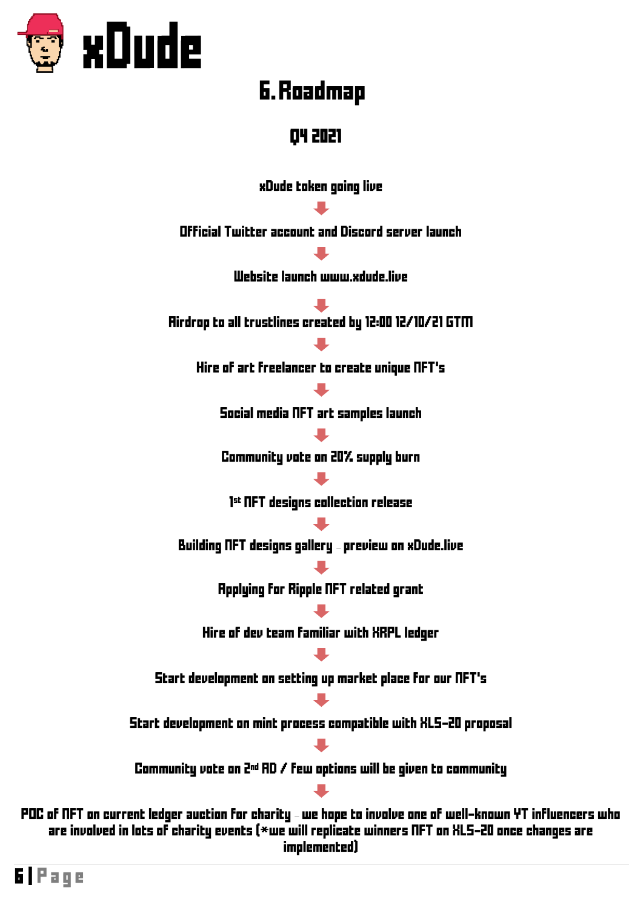# 6. Roadmap

## Q4 2021

xDude token going live

⬇

Official Twitter account and Discord server launch

⬇

Website launch www.xdude.live

⬇

Airdrop to all trustlines created by 12:00 12/10/21 GTM

⬇

Hire of art Freelancer to create unique NFT's

⬇

Social media NFT art samples launch

⬇

Community vote on 20% supply burn

⬇

1st NFT designs collection release

⬇

Building NFT designs gallery – preview on xDude.live

⬇

Applying for Ripple NFT related grant

⬇

Hire of dev team familiar with XRPL ledger

⬇

Start development on setting up market place for our NFT's

⬇

Start development on mint process compatible with XLS-20 proposal

⬇

Community vote on 2nd AD / Few options will be given to community

⬇

POC of NFT on current ledger auction for charity – we hope to involve one of well-known YT influencers who are involved in lots of charity events (*we will replicate winners NFT on XLS-20 once changes are implemented)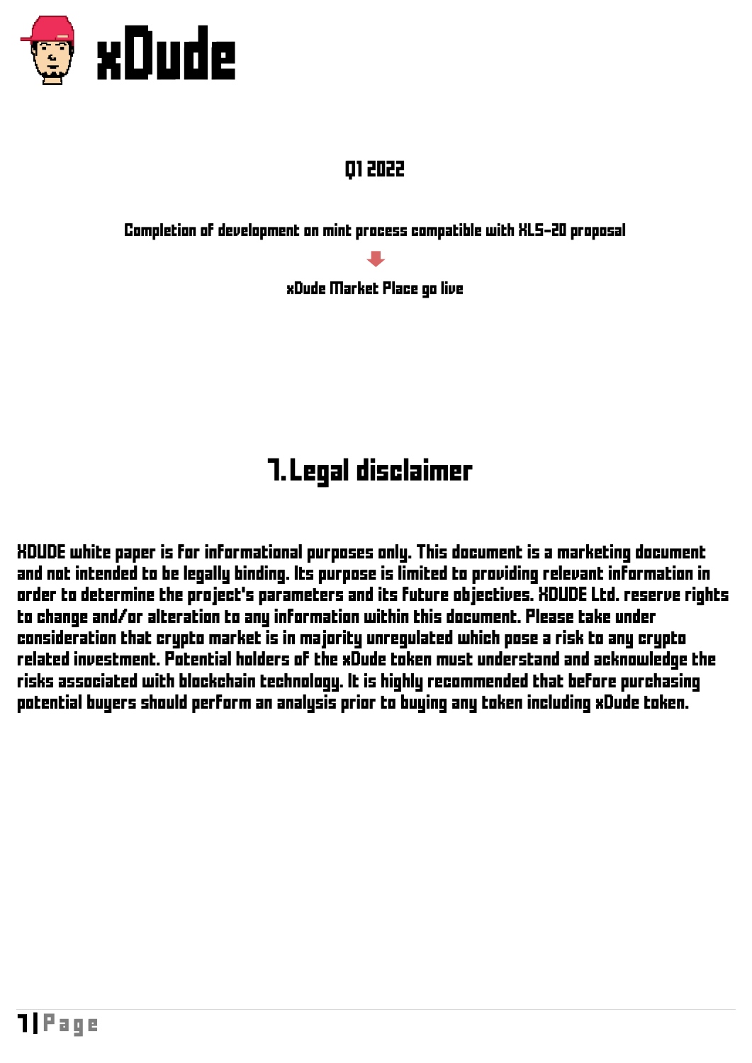# xDude

### Q1 2022

Completion of development on mint process compatible with XLS-20 proposal

⬇

xDude Market Place go live

## 7. Legal disclaimer

XDUDE white paper is for informational purposes only. This document is a marketing document and not intended to be legally binding. Its purpose is limited to providing relevant information in order to determine the project's parameters and its future objectives. XDUDE Ltd. reserve rights to change and/or alteration to any information within this document. Please take under consideration that crypto market is in majority unregulated which pose a risk to any crypto related investment. Potential holders of the xDude token must understand and acknowledge the risks associated with blockchain technology. It is highly recommended that before purchasing potential buyers should perform an analysis prior to buying any token including xDude token.